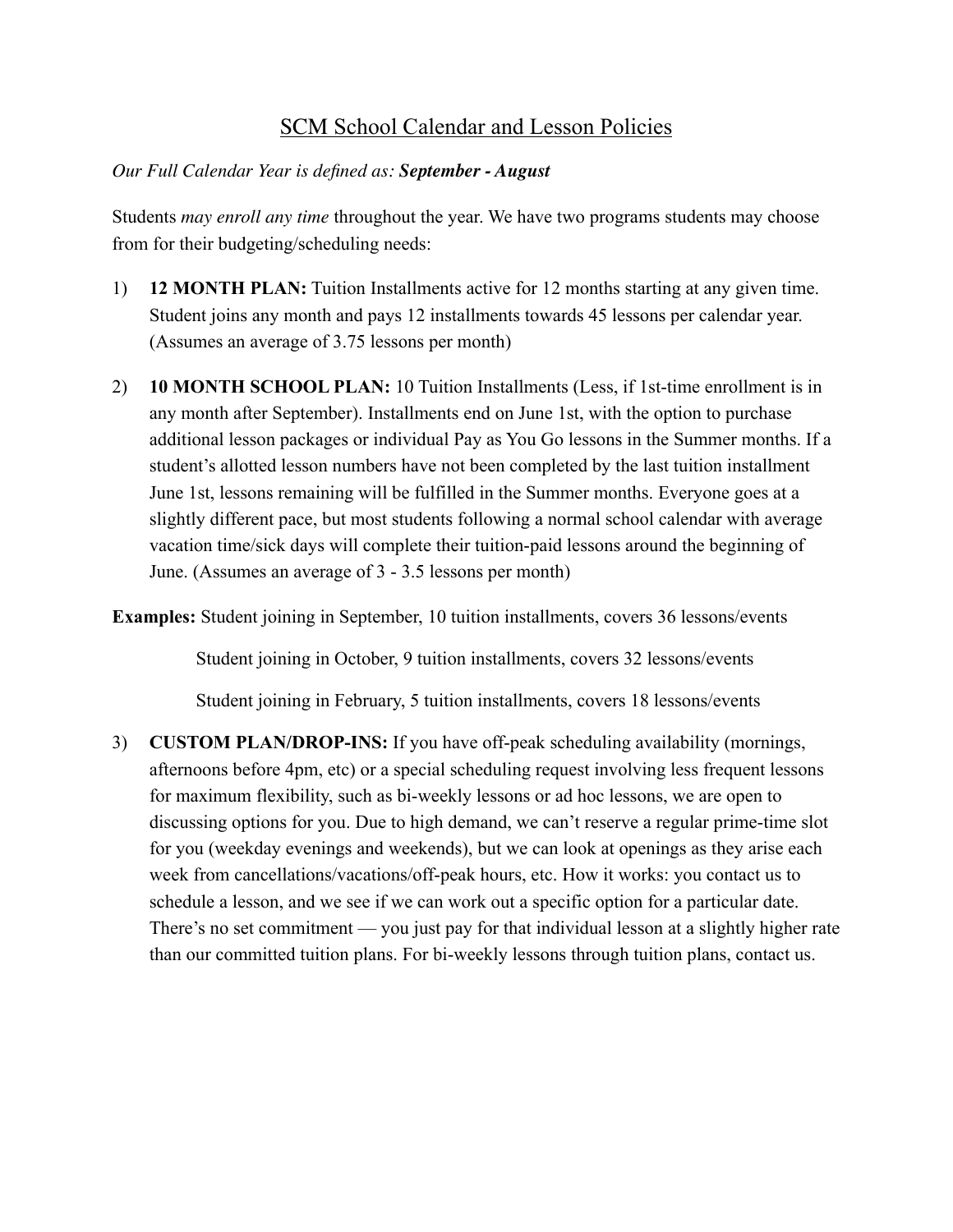# SCM School Calendar and Lesson Policies

*Our Full Calendar Year is defined as:* ***September - August***

Students *may enroll any time* throughout the year. We have two programs students may choose from for their budgeting/scheduling needs:

1) **12 MONTH PLAN:** Tuition Installments active for 12 months starting at any given time. Student joins any month and pays 12 installments towards 45 lessons per calendar year. (Assumes an average of 3.75 lessons per month)

2) **10 MONTH SCHOOL PLAN:** 10 Tuition Installments (Less, if 1st-time enrollment is in any month after September). Installments end on June 1st, with the option to purchase additional lesson packages or individual Pay as You Go lessons in the Summer months. If a student's allotted lesson numbers have not been completed by the last tuition installment June 1st, lessons remaining will be fulfilled in the Summer months. Everyone goes at a slightly different pace, but most students following a normal school calendar with average vacation time/sick days will complete their tuition-paid lessons around the beginning of June. (Assumes an average of 3 - 3.5 lessons per month)

**Examples:** Student joining in September, 10 tuition installments, covers 36 lessons/events

Student joining in October, 9 tuition installments, covers 32 lessons/events

Student joining in February, 5 tuition installments, covers 18 lessons/events

3) **CUSTOM PLAN/DROP-INS:** If you have off-peak scheduling availability (mornings, afternoons before 4pm, etc) or a special scheduling request involving less frequent lessons for maximum flexibility, such as bi-weekly lessons or ad hoc lessons, we are open to discussing options for you. Due to high demand, we can't reserve a regular prime-time slot for you (weekday evenings and weekends), but we can look at openings as they arise each week from cancellations/vacations/off-peak hours, etc. How it works: you contact us to schedule a lesson, and we see if we can work out a specific option for a particular date. There's no set commitment — you just pay for that individual lesson at a slightly higher rate than our committed tuition plans. For bi-weekly lessons through tuition plans, contact us.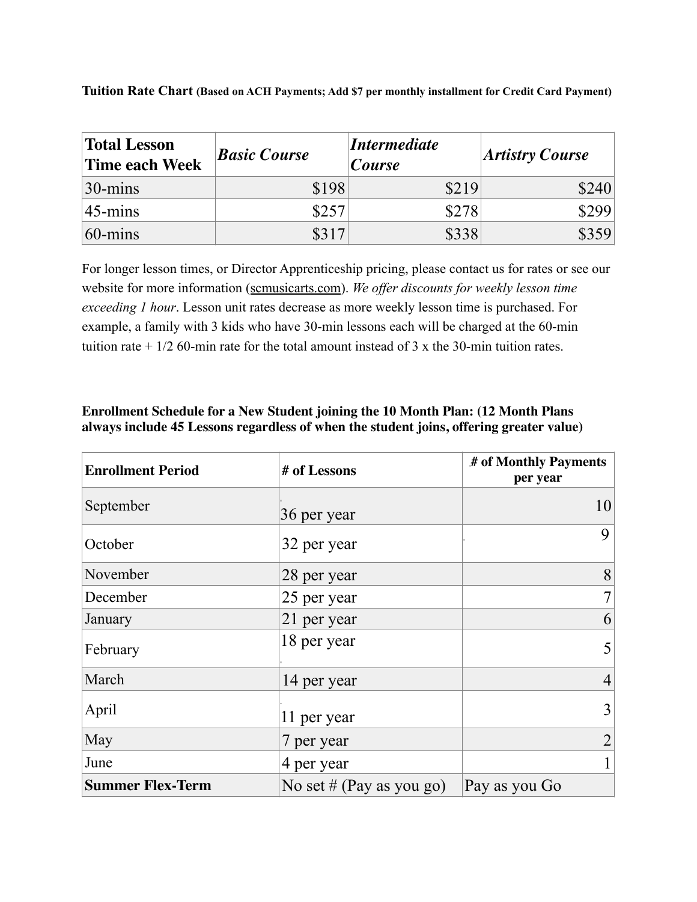**Tuition Rate Chart (Based on ACH Payments; Add $7 per monthly installment for Credit Card Payment)**

| **Total Lesson Time each Week** | ***Basic Course*** | ***Intermediate Course*** | ***Artistry Course*** |
|---|---:|---:|---:|
| 30-mins | $198 | $219 | $240 |
| 45-mins | $257 | $278 | $299 |
| 60-mins | $317 | $338 | $359 |

For longer lesson times, or Director Apprenticeship pricing, please contact us for rates or see our website for more information (scmusicarts.com). *We offer discounts for weekly lesson time exceeding 1 hour*. Lesson unit rates decrease as more weekly lesson time is purchased. For example, a family with 3 kids who have 30-min lessons each will be charged at the 60-min tuition rate + 1/2 60-min rate for the total amount instead of 3 x the 30-min tuition rates.

**Enrollment Schedule for a New Student joining the 10 Month Plan: (12 Month Plans always include 45 Lessons regardless of when the student joins, offering greater value)**

| **Enrollment Period** | **# of Lessons** | **# of Monthly Payments per year** |
|---|---|---:|
| September | 36 per year | 10 |
| October | 32 per year | 9 |
| November | 28 per year | 8 |
| December | 25 per year | 7 |
| January | 21 per year | 6 |
| February | 18 per year | 5 |
| March | 14 per year | 4 |
| April | 11 per year | 3 |
| May | 7 per year | 2 |
| June | 4 per year | 1 |
| **Summer Flex-Term** | No set # (Pay as you go) | Pay as you Go |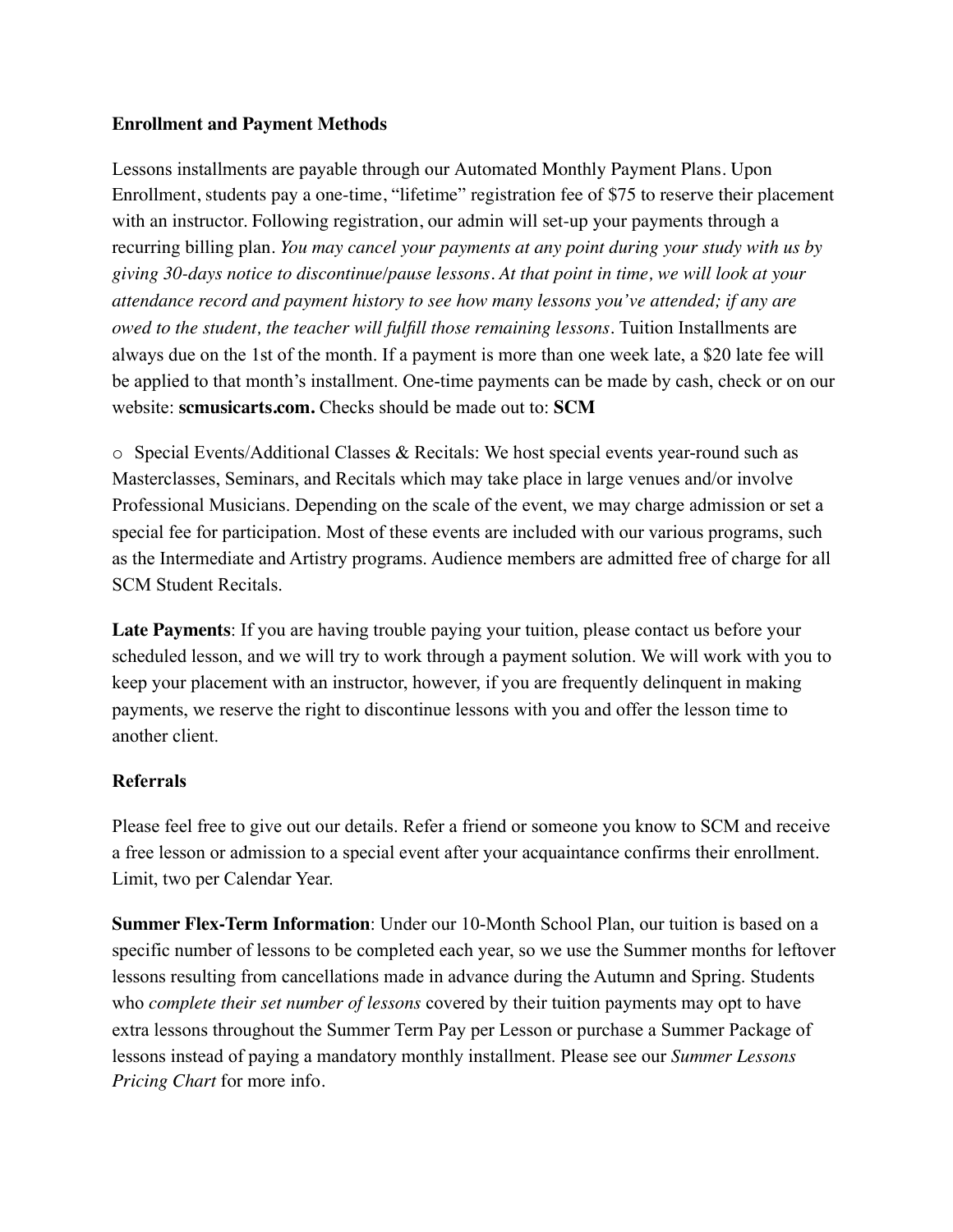**Enrollment and Payment Methods**

Lessons installments are payable through our Automated Monthly Payment Plans. Upon Enrollment, students pay a one-time, "lifetime" registration fee of $75 to reserve their placement with an instructor. Following registration, our admin will set-up your payments through a recurring billing plan. *You may cancel your payments at any point during your study with us by giving 30-days notice to discontinue/pause lessons. At that point in time, we will look at your attendance record and payment history to see how many lessons you've attended; if any are owed to the student, the teacher will fulfill those remaining lessons.* Tuition Installments are always due on the 1st of the month. If a payment is more than one week late, a $20 late fee will be applied to that month's installment. One-time payments can be made by cash, check or on our website: **scmusicarts.com.** Checks should be made out to: **SCM**

- Special Events/Additional Classes & Recitals: We host special events year-round such as Masterclasses, Seminars, and Recitals which may take place in large venues and/or involve Professional Musicians. Depending on the scale of the event, we may charge admission or set a special fee for participation. Most of these events are included with our various programs, such as the Intermediate and Artistry programs. Audience members are admitted free of charge for all SCM Student Recitals.

**Late Payments**: If you are having trouble paying your tuition, please contact us before your scheduled lesson, and we will try to work through a payment solution. We will work with you to keep your placement with an instructor, however, if you are frequently delinquent in making payments, we reserve the right to discontinue lessons with you and offer the lesson time to another client.

**Referrals**

Please feel free to give out our details. Refer a friend or someone you know to SCM and receive a free lesson or admission to a special event after your acquaintance confirms their enrollment. Limit, two per Calendar Year.

**Summer Flex-Term Information**: Under our 10-Month School Plan, our tuition is based on a specific number of lessons to be completed each year, so we use the Summer months for leftover lessons resulting from cancellations made in advance during the Autumn and Spring. Students who *complete their set number of lessons* covered by their tuition payments may opt to have extra lessons throughout the Summer Term Pay per Lesson or purchase a Summer Package of lessons instead of paying a mandatory monthly installment. Please see our *Summer Lessons Pricing Chart* for more info.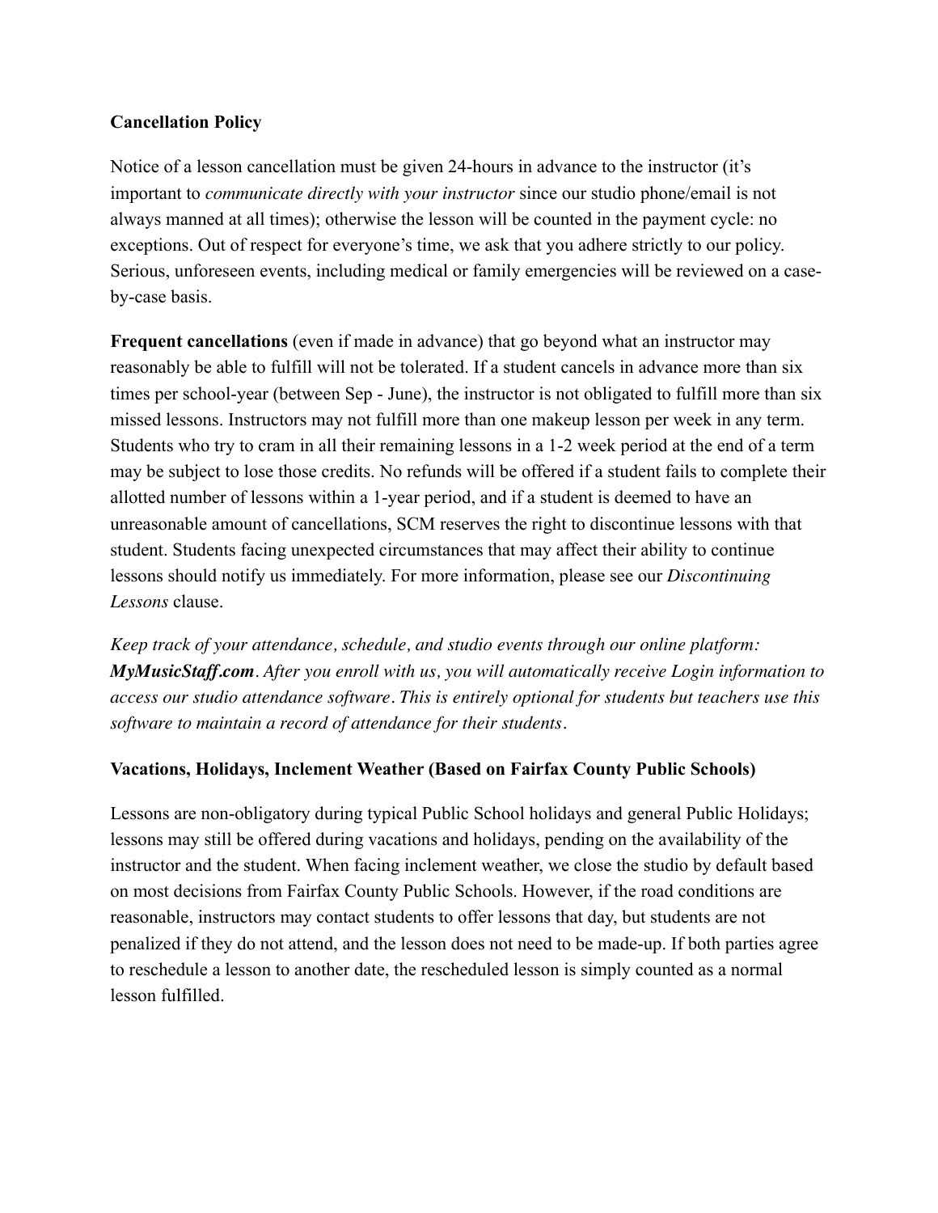**Cancellation Policy**

Notice of a lesson cancellation must be given 24-hours in advance to the instructor (it's important to *communicate directly with your instructor* since our studio phone/email is not always manned at all times); otherwise the lesson will be counted in the payment cycle: no exceptions. Out of respect for everyone's time, we ask that you adhere strictly to our policy. Serious, unforeseen events, including medical or family emergencies will be reviewed on a case-by-case basis.

**Frequent cancellations** (even if made in advance) that go beyond what an instructor may reasonably be able to fulfill will not be tolerated. If a student cancels in advance more than six times per school-year (between Sep - June), the instructor is not obligated to fulfill more than six missed lessons. Instructors may not fulfill more than one makeup lesson per week in any term. Students who try to cram in all their remaining lessons in a 1-2 week period at the end of a term may be subject to lose those credits. No refunds will be offered if a student fails to complete their allotted number of lessons within a 1-year period, and if a student is deemed to have an unreasonable amount of cancellations, SCM reserves the right to discontinue lessons with that student. Students facing unexpected circumstances that may affect their ability to continue lessons should notify us immediately. For more information, please see our *Discontinuing Lessons* clause.

*Keep track of your attendance, schedule, and studio events through our online platform:* ***MyMusicStaff.com****. After you enroll with us, you will automatically receive Login information to access our studio attendance software. This is entirely optional for students but teachers use this software to maintain a record of attendance for their students.*

**Vacations, Holidays, Inclement Weather (Based on Fairfax County Public Schools)**

Lessons are non-obligatory during typical Public School holidays and general Public Holidays; lessons may still be offered during vacations and holidays, pending on the availability of the instructor and the student. When facing inclement weather, we close the studio by default based on most decisions from Fairfax County Public Schools. However, if the road conditions are reasonable, instructors may contact students to offer lessons that day, but students are not penalized if they do not attend, and the lesson does not need to be made-up. If both parties agree to reschedule a lesson to another date, the rescheduled lesson is simply counted as a normal lesson fulfilled.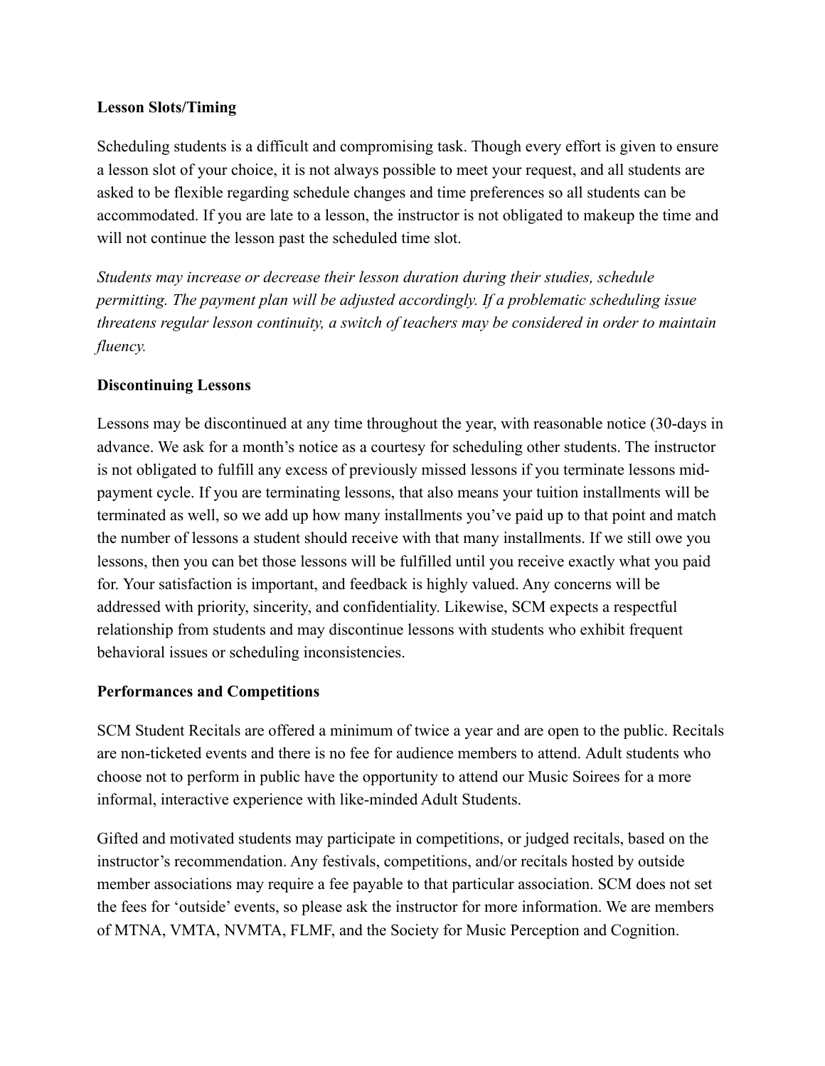**Lesson Slots/Timing**

Scheduling students is a difficult and compromising task. Though every effort is given to ensure a lesson slot of your choice, it is not always possible to meet your request, and all students are asked to be flexible regarding schedule changes and time preferences so all students can be accommodated. If you are late to a lesson, the instructor is not obligated to makeup the time and will not continue the lesson past the scheduled time slot.

*Students may increase or decrease their lesson duration during their studies, schedule permitting. The payment plan will be adjusted accordingly. If a problematic scheduling issue threatens regular lesson continuity, a switch of teachers may be considered in order to maintain fluency.*

**Discontinuing Lessons**

Lessons may be discontinued at any time throughout the year, with reasonable notice (30-days in advance. We ask for a month's notice as a courtesy for scheduling other students. The instructor is not obligated to fulfill any excess of previously missed lessons if you terminate lessons mid-payment cycle. If you are terminating lessons, that also means your tuition installments will be terminated as well, so we add up how many installments you've paid up to that point and match the number of lessons a student should receive with that many installments. If we still owe you lessons, then you can bet those lessons will be fulfilled until you receive exactly what you paid for. Your satisfaction is important, and feedback is highly valued. Any concerns will be addressed with priority, sincerity, and confidentiality. Likewise, SCM expects a respectful relationship from students and may discontinue lessons with students who exhibit frequent behavioral issues or scheduling inconsistencies.

**Performances and Competitions**

SCM Student Recitals are offered a minimum of twice a year and are open to the public. Recitals are non-ticketed events and there is no fee for audience members to attend. Adult students who choose not to perform in public have the opportunity to attend our Music Soirees for a more informal, interactive experience with like-minded Adult Students.

Gifted and motivated students may participate in competitions, or judged recitals, based on the instructor's recommendation. Any festivals, competitions, and/or recitals hosted by outside member associations may require a fee payable to that particular association. SCM does not set the fees for 'outside' events, so please ask the instructor for more information. We are members of MTNA, VMTA, NVMTA, FLMF, and the Society for Music Perception and Cognition.